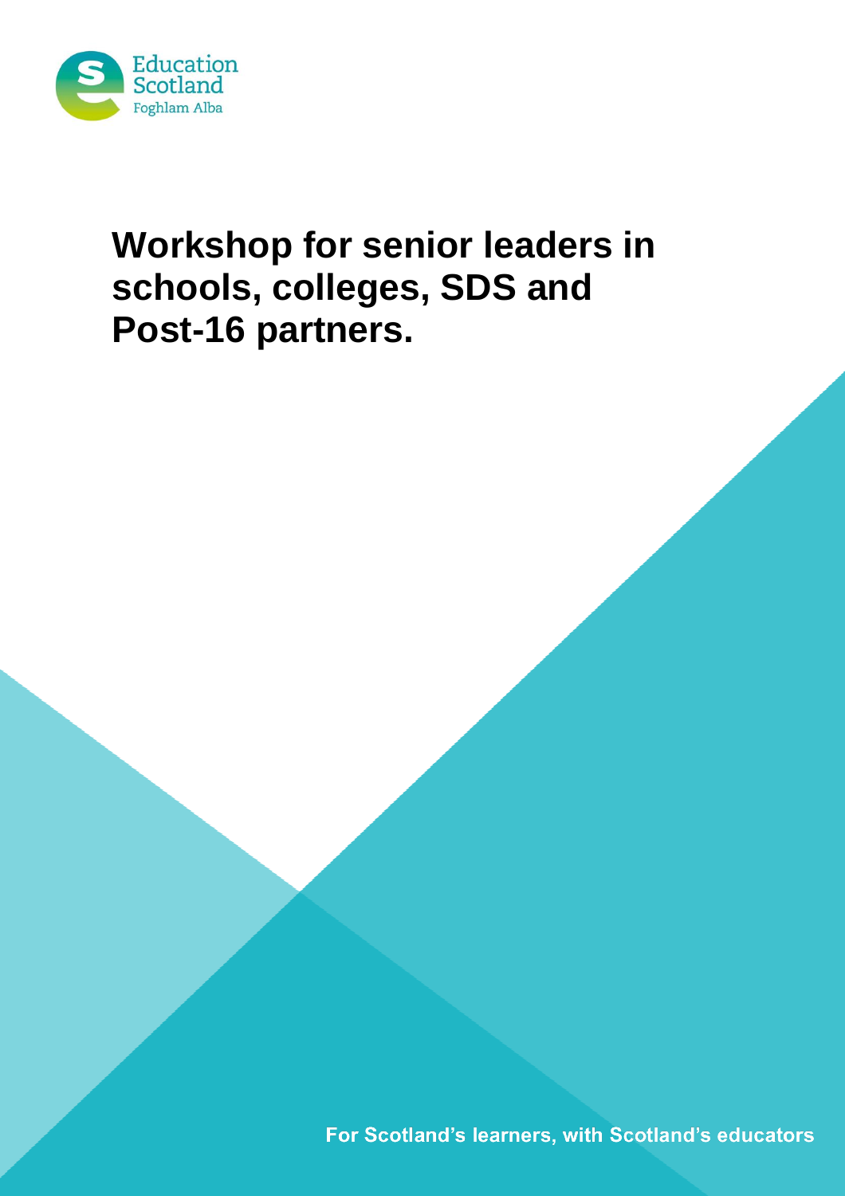Education Scotland
Foghlam Alba

# Workshop for senior leaders in schools, colleges, SDS and Post-16 partners.

For Scotland's learners, with Scotland's educators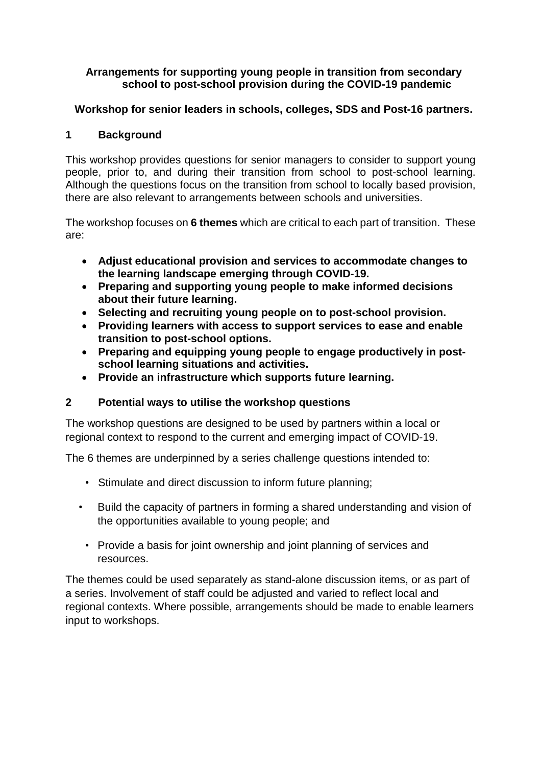**Arrangements for supporting young people in transition from secondary school to post-school provision during the COVID-19 pandemic**

**Workshop for senior leaders in schools, colleges, SDS and Post-16 partners.**

## 1 Background

This workshop provides questions for senior managers to consider to support young people, prior to, and during their transition from school to post-school learning. Although the questions focus on the transition from school to locally based provision, there are also relevant to arrangements between schools and universities.

The workshop focuses on **6 themes** which are critical to each part of transition. These are:

- **Adjust educational provision and services to accommodate changes to the learning landscape emerging through COVID-19.**
- **Preparing and supporting young people to make informed decisions about their future learning.**
- **Selecting and recruiting young people on to post-school provision.**
- **Providing learners with access to support services to ease and enable transition to post-school options.**
- **Preparing and equipping young people to engage productively in post-school learning situations and activities.**
- **Provide an infrastructure which supports future learning.**

## 2 Potential ways to utilise the workshop questions

The workshop questions are designed to be used by partners within a local or regional context to respond to the current and emerging impact of COVID-19.

The 6 themes are underpinned by a series challenge questions intended to:

- Stimulate and direct discussion to inform future planning;
- Build the capacity of partners in forming a shared understanding and vision of the opportunities available to young people; and
- Provide a basis for joint ownership and joint planning of services and resources.

The themes could be used separately as stand-alone discussion items, or as part of a series. Involvement of staff could be adjusted and varied to reflect local and regional contexts. Where possible, arrangements should be made to enable learners input to workshops.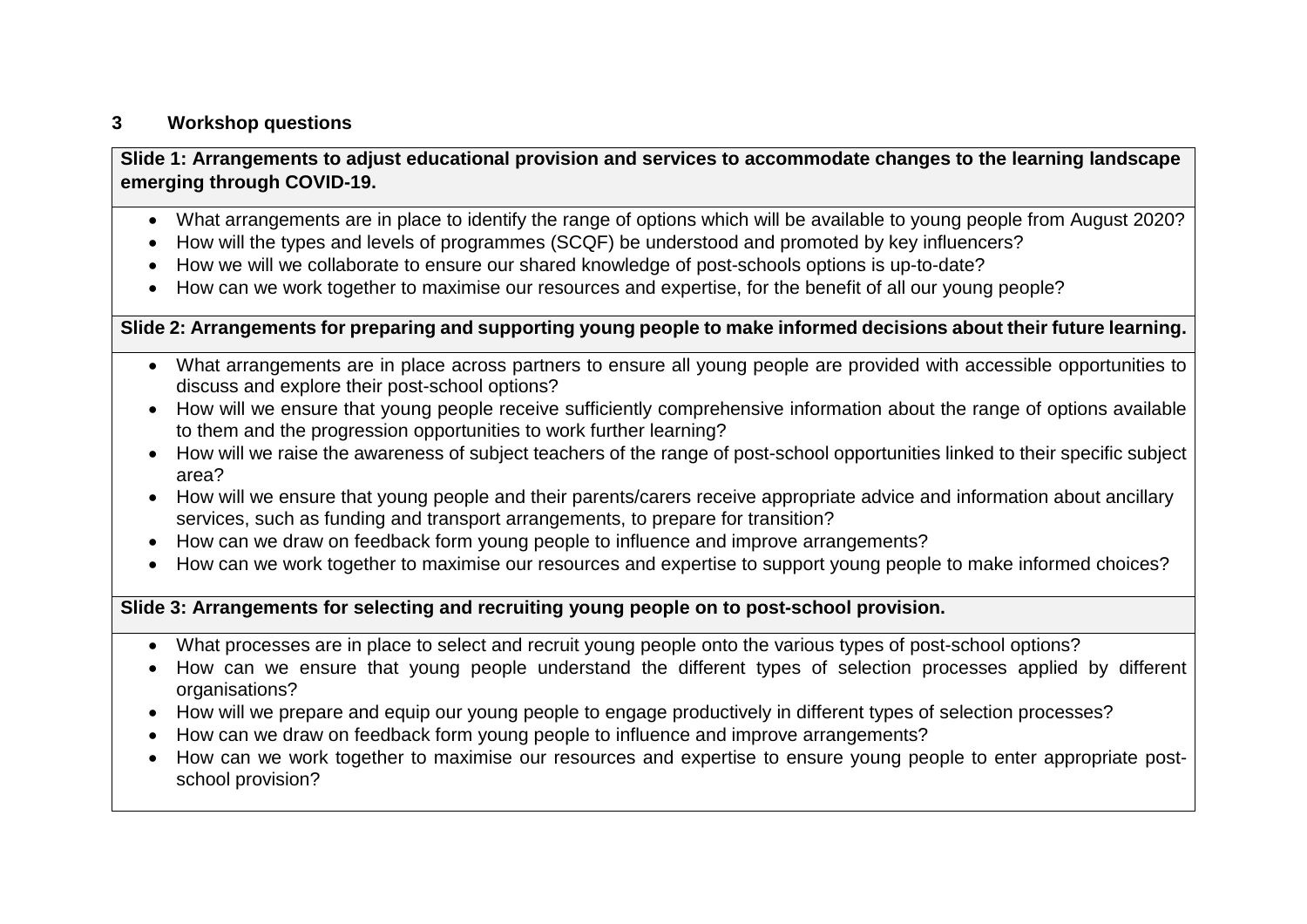## 3 Workshop questions

**Slide 1: Arrangements to adjust educational provision and services to accommodate changes to the learning landscape emerging through COVID-19.**

- What arrangements are in place to identify the range of options which will be available to young people from August 2020?
- How will the types and levels of programmes (SCQF) be understood and promoted by key influencers?
- How we will we collaborate to ensure our shared knowledge of post-schools options is up-to-date?
- How can we work together to maximise our resources and expertise, for the benefit of all our young people?

**Slide 2: Arrangements for preparing and supporting young people to make informed decisions about their future learning.**

- What arrangements are in place across partners to ensure all young people are provided with accessible opportunities to discuss and explore their post-school options?
- How will we ensure that young people receive sufficiently comprehensive information about the range of options available to them and the progression opportunities to work further learning?
- How will we raise the awareness of subject teachers of the range of post-school opportunities linked to their specific subject area?
- How will we ensure that young people and their parents/carers receive appropriate advice and information about ancillary services, such as funding and transport arrangements, to prepare for transition?
- How can we draw on feedback form young people to influence and improve arrangements?
- How can we work together to maximise our resources and expertise to support young people to make informed choices?

**Slide 3: Arrangements for selecting and recruiting young people on to post-school provision.**

- What processes are in place to select and recruit young people onto the various types of post-school options?
- How can we ensure that young people understand the different types of selection processes applied by different organisations?
- How will we prepare and equip our young people to engage productively in different types of selection processes?
- How can we draw on feedback form young people to influence and improve arrangements?
- How can we work together to maximise our resources and expertise to ensure young people to enter appropriate post-school provision?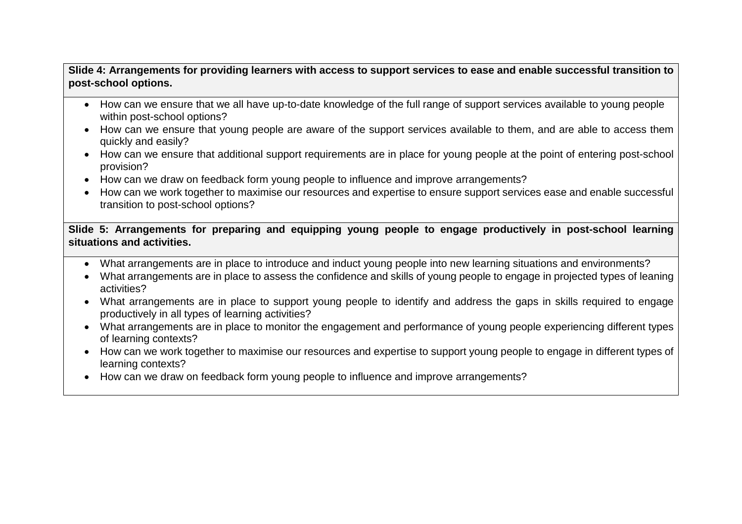**Slide 4: Arrangements for providing learners with access to support services to ease and enable successful transition to post-school options.**

- How can we ensure that we all have up-to-date knowledge of the full range of support services available to young people within post-school options?
- How can we ensure that young people are aware of the support services available to them, and are able to access them quickly and easily?
- How can we ensure that additional support requirements are in place for young people at the point of entering post-school provision?
- How can we draw on feedback form young people to influence and improve arrangements?
- How can we work together to maximise our resources and expertise to ensure support services ease and enable successful transition to post-school options?

**Slide 5: Arrangements for preparing and equipping young people to engage productively in post-school learning situations and activities.**

- What arrangements are in place to introduce and induct young people into new learning situations and environments?
- What arrangements are in place to assess the confidence and skills of young people to engage in projected types of leaning activities?
- What arrangements are in place to support young people to identify and address the gaps in skills required to engage productively in all types of learning activities?
- What arrangements are in place to monitor the engagement and performance of young people experiencing different types of learning contexts?
- How can we work together to maximise our resources and expertise to support young people to engage in different types of learning contexts?
- How can we draw on feedback form young people to influence and improve arrangements?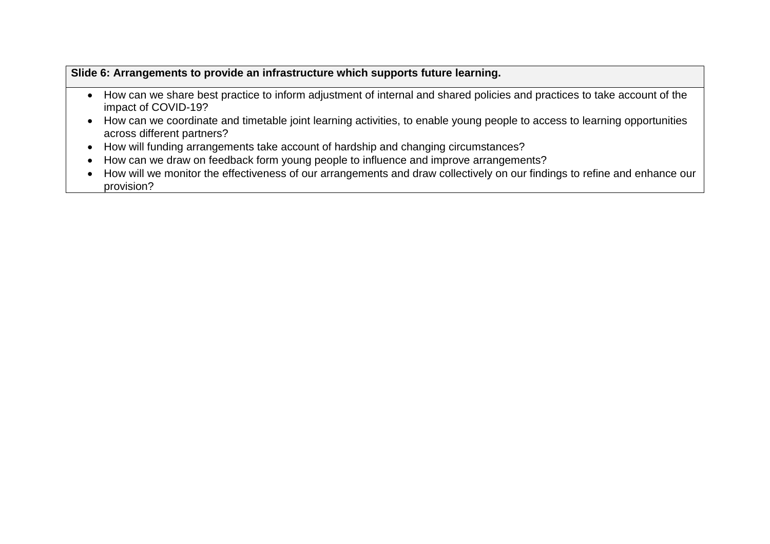| Slide 6: Arrangements to provide an infrastructure which supports future learning. |
|---|
| • How can we share best practice to inform adjustment of internal and shared policies and practices to take account of the impact of COVID-19?<br>• How can we coordinate and timetable joint learning activities, to enable young people to access to learning opportunities across different partners?<br>• How will funding arrangements take account of hardship and changing circumstances?<br>• How can we draw on feedback form young people to influence and improve arrangements?<br>• How will we monitor the effectiveness of our arrangements and draw collectively on our findings to refine and enhance our provision? |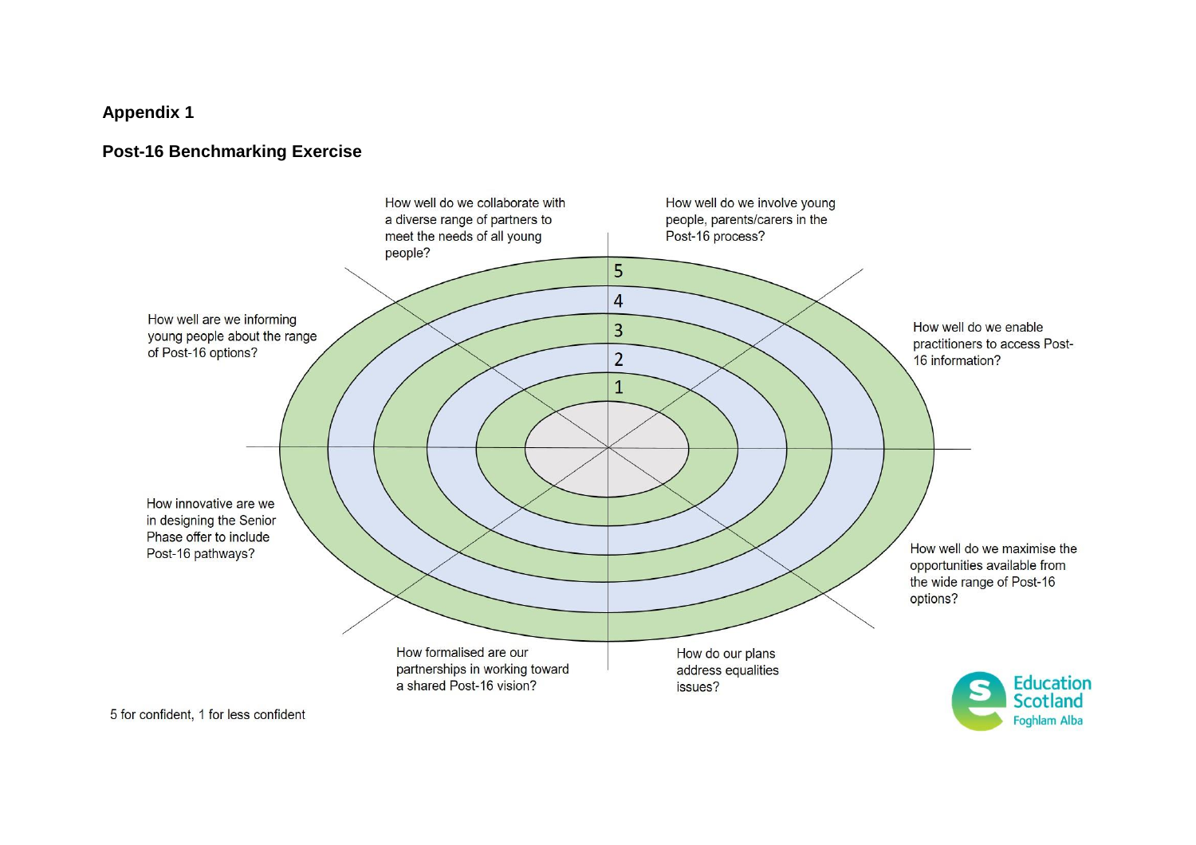## Appendix 1

## Post-16 Benchmarking Exercise

How well do we collaborate with a diverse range of partners to meet the needs of all young people?

How well do we involve young people, parents/carers in the Post-16 process?

How well are we informing young people about the range of Post-16 options?

How well do we enable practitioners to access Post-16 information?

How innovative are we in designing the Senior Phase offer to include Post-16 pathways?

How well do we maximise the opportunities available from the wide range of Post-16 options?

How formalised are our partnerships in working toward a shared Post-16 vision?

How do our plans address equalities issues?

5
4
3
2
1

5 for confident, 1 for less confident

Education Scotland
Foghlam Alba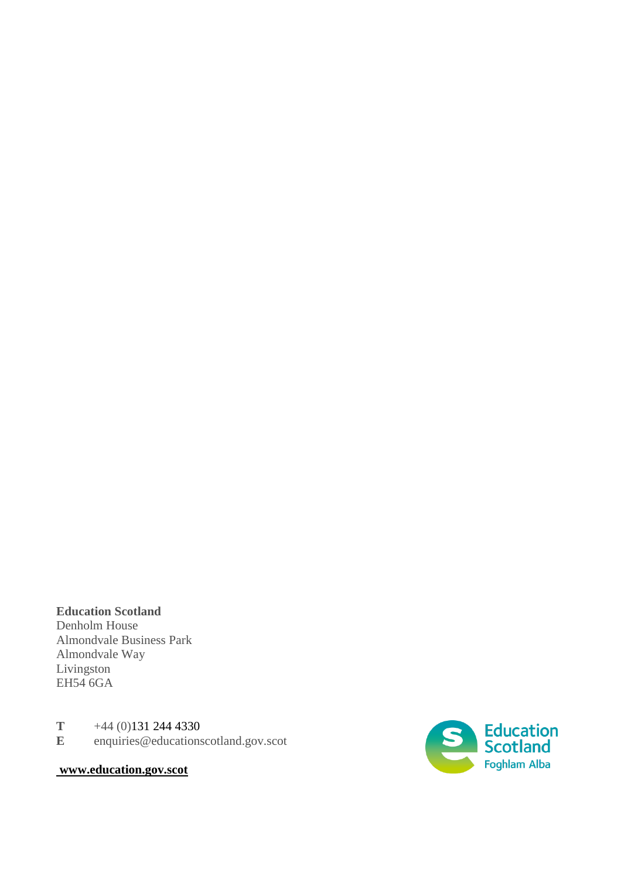**Education Scotland**
Denholm House
Almondvale Business Park
Almondvale Way
Livingston
EH54 6GA

**T** +44 (0)131 244 4330
**E** enquiries@educationscotland.gov.scot

**www.education.gov.scot**

Education Scotland
Foghlam Alba